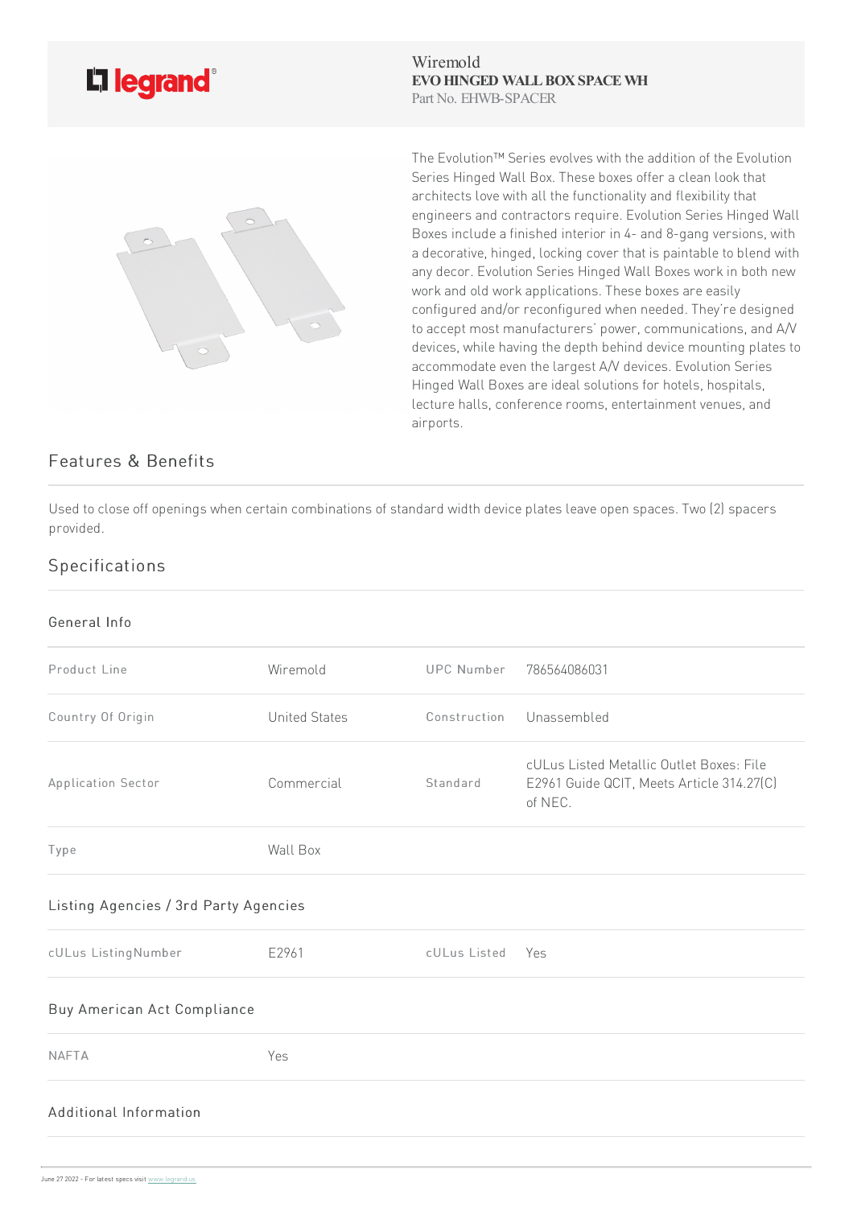Wiremold
**EVO HINGED WALL BOX SPACE WH**
Part No. EHWB-SPACER

The Evolution™ Series evolves with the addition of the Evolution Series Hinged Wall Box. These boxes offer a clean look that architects love with all the functionality and flexibility that engineers and contractors require. Evolution Series Hinged Wall Boxes include a finished interior in 4- and 8-gang versions, with a decorative, hinged, locking cover that is paintable to blend with any decor. Evolution Series Hinged Wall Boxes work in both new work and old work applications. These boxes are easily configured and/or reconfigured when needed. They're designed to accept most manufacturers' power, communications, and A/V devices, while having the depth behind device mounting plates to accommodate even the largest A/V devices. Evolution Series Hinged Wall Boxes are ideal solutions for hotels, hospitals, lecture halls, conference rooms, entertainment venues, and airports.

## Features & Benefits

Used to close off openings when certain combinations of standard width device plates leave open spaces. Two (2) spacers provided.

## Specifications

### General Info

| | | | |
|---|---|---|---|
| Product Line | Wiremold | UPC Number | 786564086031 |
| Country Of Origin | United States | Construction | Unassembled |
| Application Sector | Commercial | Standard | cULus Listed Metallic Outlet Boxes: File E2961 Guide QCIT, Meets Article 314.27(C) of NEC. |
| Type | Wall Box | | |

### Listing Agencies / 3rd Party Agencies

| | | | |
|---|---|---|---|
| cULus ListingNumber | E2961 | cULus Listed | Yes |

### Buy American Act Compliance

| | |
|---|---|
| NAFTA | Yes |

### Additional Information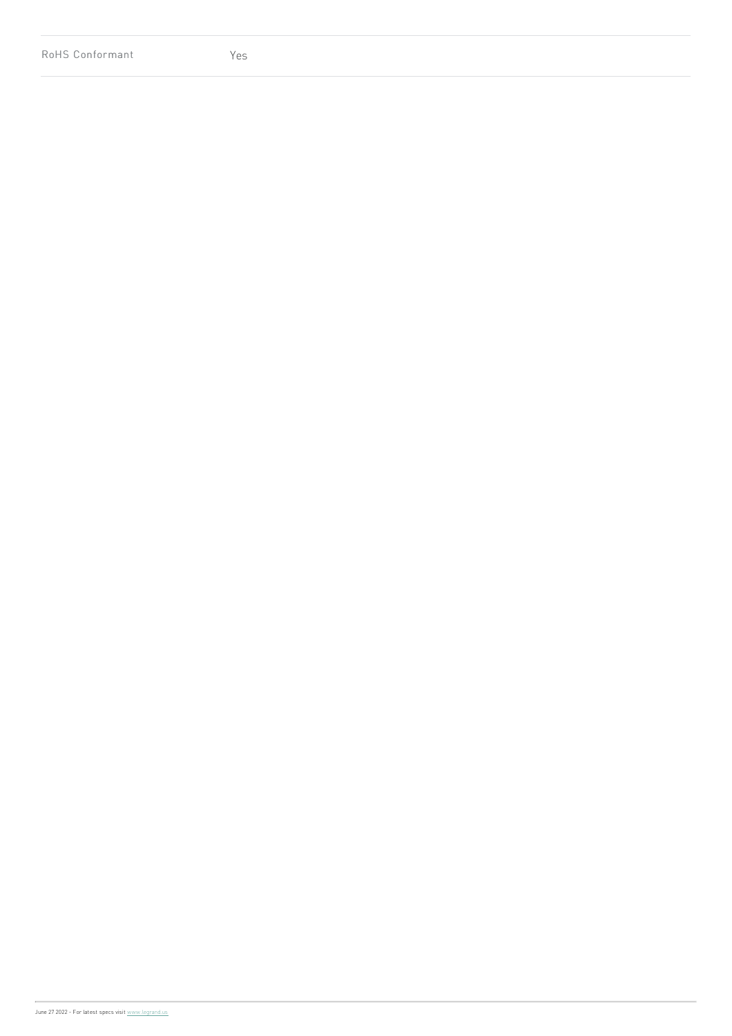| | |
|---|---|
| RoHS Conformant | Yes |